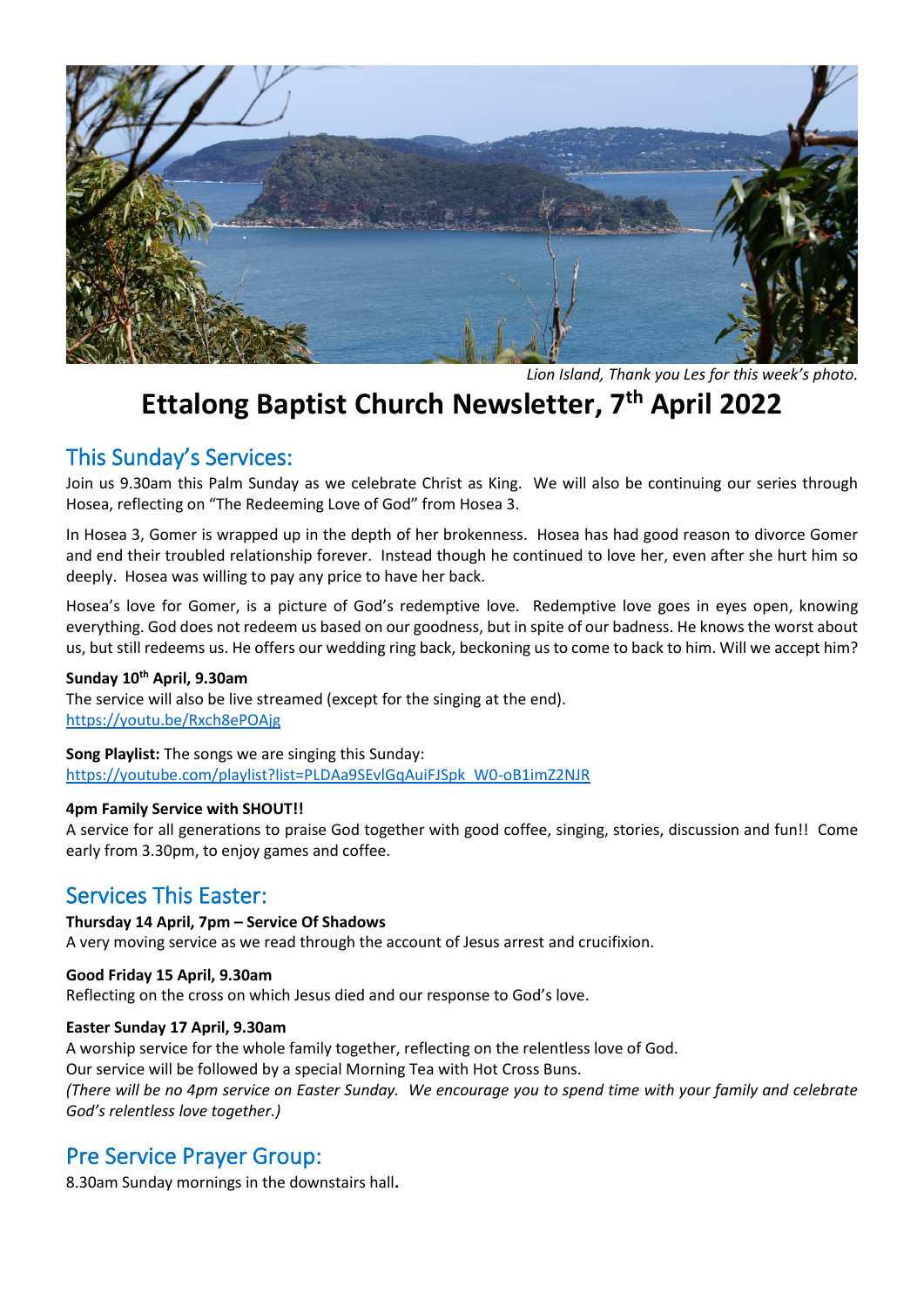*Lion Island, Thank you Les for this week's photo.*

# Ettalong Baptist Church Newsletter, 7th April 2022

## This Sunday's Services:

Join us 9.30am this Palm Sunday as we celebrate Christ as King. We will also be continuing our series through Hosea, reflecting on "The Redeeming Love of God" from Hosea 3.

In Hosea 3, Gomer is wrapped up in the depth of her brokenness. Hosea has had good reason to divorce Gomer and end their troubled relationship forever. Instead though he continued to love her, even after she hurt him so deeply. Hosea was willing to pay any price to have her back.

Hosea's love for Gomer, is a picture of God's redemptive love. Redemptive love goes in eyes open, knowing everything. God does not redeem us based on our goodness, but in spite of our badness. He knows the worst about us, but still redeems us. He offers our wedding ring back, beckoning us to come to back to him. Will we accept him?

**Sunday 10th April, 9.30am**
The service will also be live streamed (except for the singing at the end).
https://youtu.be/Rxch8ePOAjg

**Song Playlist:** The songs we are singing this Sunday:
https://youtube.com/playlist?list=PLDAa9SEvlGqAuiFJSpk_W0-oB1imZ2NJR

**4pm Family Service with SHOUT!!**
A service for all generations to praise God together with good coffee, singing, stories, discussion and fun!! Come early from 3.30pm, to enjoy games and coffee.

## Services This Easter:

**Thursday 14 April, 7pm – Service Of Shadows**
A very moving service as we read through the account of Jesus arrest and crucifixion.

**Good Friday 15 April, 9.30am**
Reflecting on the cross on which Jesus died and our response to God's love.

**Easter Sunday 17 April, 9.30am**
A worship service for the whole family together, reflecting on the relentless love of God.
Our service will be followed by a special Morning Tea with Hot Cross Buns.
*(There will be no 4pm service on Easter Sunday. We encourage you to spend time with your family and celebrate God's relentless love together.)*

## Pre Service Prayer Group:

8.30am Sunday mornings in the downstairs hall**.**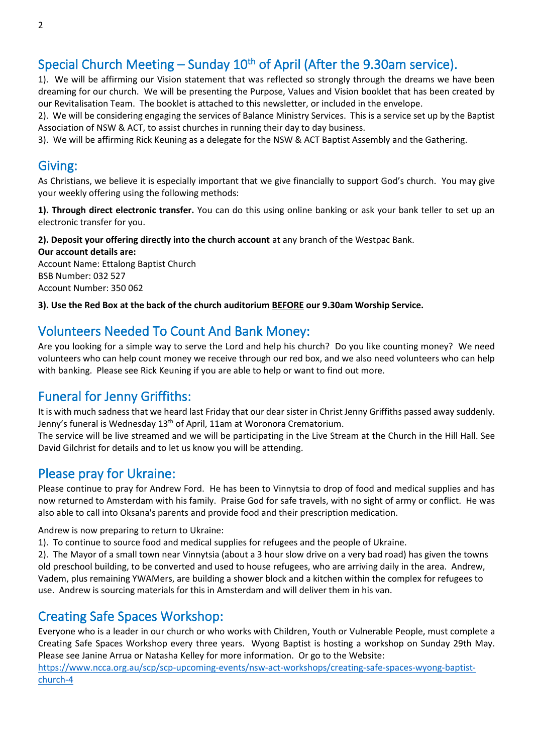## Special Church Meeting – Sunday 10th of April (After the 9.30am service).

1). We will be affirming our Vision statement that was reflected so strongly through the dreams we have been dreaming for our church. We will be presenting the Purpose, Values and Vision booklet that has been created by our Revitalisation Team. The booklet is attached to this newsletter, or included in the envelope.
2). We will be considering engaging the services of Balance Ministry Services. This is a service set up by the Baptist Association of NSW & ACT, to assist churches in running their day to day business.
3). We will be affirming Rick Keuning as a delegate for the NSW & ACT Baptist Assembly and the Gathering.

## Giving:

As Christians, we believe it is especially important that we give financially to support God's church. You may give your weekly offering using the following methods:

**1). Through direct electronic transfer.** You can do this using online banking or ask your bank teller to set up an electronic transfer for you.

**2). Deposit your offering directly into the church account** at any branch of the Westpac Bank.
**Our account details are:**
Account Name: Ettalong Baptist Church
BSB Number: 032 527
Account Number: 350 062

**3). Use the Red Box at the back of the church auditorium BEFORE our 9.30am Worship Service.**

## Volunteers Needed To Count And Bank Money:

Are you looking for a simple way to serve the Lord and help his church? Do you like counting money? We need volunteers who can help count money we receive through our red box, and we also need volunteers who can help with banking. Please see Rick Keuning if you are able to help or want to find out more.

## Funeral for Jenny Griffiths:

It is with much sadness that we heard last Friday that our dear sister in Christ Jenny Griffiths passed away suddenly. Jenny's funeral is Wednesday 13th of April, 11am at Woronora Crematorium.
The service will be live streamed and we will be participating in the Live Stream at the Church in the Hill Hall. See David Gilchrist for details and to let us know you will be attending.

## Please pray for Ukraine:

Please continue to pray for Andrew Ford. He has been to Vinnytsia to drop of food and medical supplies and has now returned to Amsterdam with his family. Praise God for safe travels, with no sight of army or conflict. He was also able to call into Oksana's parents and provide food and their prescription medication.

Andrew is now preparing to return to Ukraine:
1). To continue to source food and medical supplies for refugees and the people of Ukraine.
2). The Mayor of a small town near Vinnytsia (about a 3 hour slow drive on a very bad road) has given the towns old preschool building, to be converted and used to house refugees, who are arriving daily in the area. Andrew, Vadem, plus remaining YWAMers, are building a shower block and a kitchen within the complex for refugees to use. Andrew is sourcing materials for this in Amsterdam and will deliver them in his van.

## Creating Safe Spaces Workshop:

Everyone who is a leader in our church or who works with Children, Youth or Vulnerable People, must complete a Creating Safe Spaces Workshop every three years. Wyong Baptist is hosting a workshop on Sunday 29th May. Please see Janine Arrua or Natasha Kelley for more information. Or go to the Website:
https://www.ncca.org.au/scp/scp-upcoming-events/nsw-act-workshops/creating-safe-spaces-wyong-baptist-church-4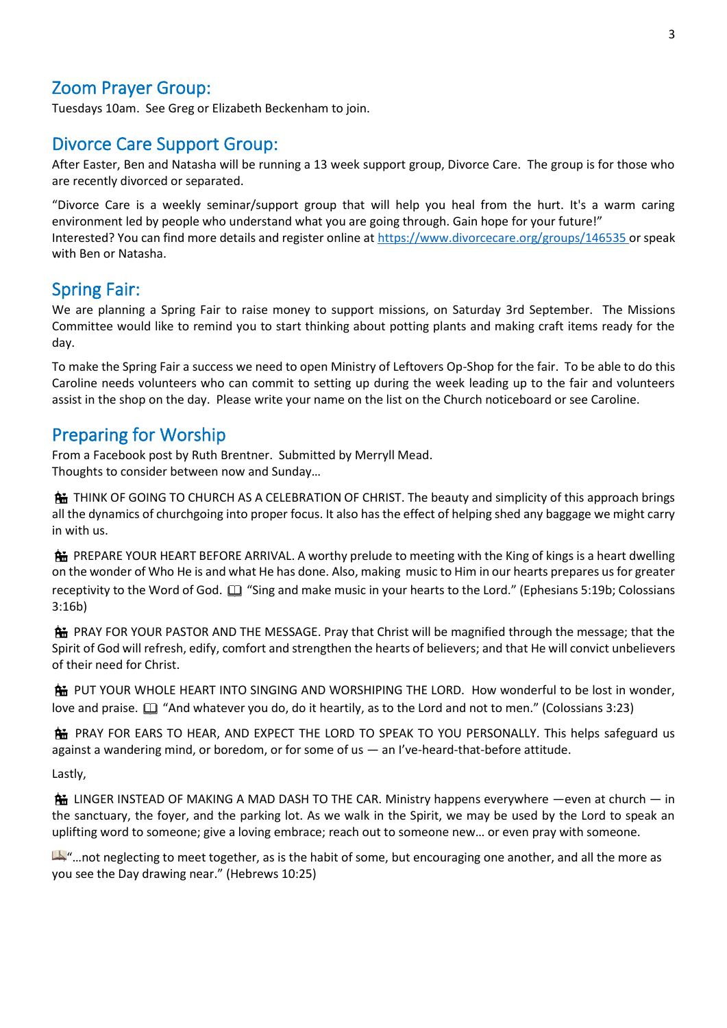## Zoom Prayer Group:

Tuesdays 10am. See Greg or Elizabeth Beckenham to join.

## Divorce Care Support Group:

After Easter, Ben and Natasha will be running a 13 week support group, Divorce Care. The group is for those who are recently divorced or separated.

"Divorce Care is a weekly seminar/support group that will help you heal from the hurt. It's a warm caring environment led by people who understand what you are going through. Gain hope for your future!"
Interested? You can find more details and register online at https://www.divorcecare.org/groups/146535 or speak with Ben or Natasha.

## Spring Fair:

We are planning a Spring Fair to raise money to support missions, on Saturday 3rd September. The Missions Committee would like to remind you to start thinking about potting plants and making craft items ready for the day.

To make the Spring Fair a success we need to open Ministry of Leftovers Op-Shop for the fair. To be able to do this Caroline needs volunteers who can commit to setting up during the week leading up to the fair and volunteers assist in the shop on the day. Please write your name on the list on the Church noticeboard or see Caroline.

## Preparing for Worship

From a Facebook post by Ruth Brentner. Submitted by Merryll Mead.
Thoughts to consider between now and Sunday…

⛪ THINK OF GOING TO CHURCH AS A CELEBRATION OF CHRIST. The beauty and simplicity of this approach brings all the dynamics of churchgoing into proper focus. It also has the effect of helping shed any baggage we might carry in with us.

⛪ PREPARE YOUR HEART BEFORE ARRIVAL. A worthy prelude to meeting with the King of kings is a heart dwelling on the wonder of Who He is and what He has done. Also, making music to Him in our hearts prepares us for greater receptivity to the Word of God. 📖 "Sing and make music in your hearts to the Lord." (Ephesians 5:19b; Colossians 3:16b)

⛪ PRAY FOR YOUR PASTOR AND THE MESSAGE. Pray that Christ will be magnified through the message; that the Spirit of God will refresh, edify, comfort and strengthen the hearts of believers; and that He will convict unbelievers of their need for Christ.

⛪ PUT YOUR WHOLE HEART INTO SINGING AND WORSHIPING THE LORD. How wonderful to be lost in wonder, love and praise. 📖 "And whatever you do, do it heartily, as to the Lord and not to men." (Colossians 3:23)

⛪ PRAY FOR EARS TO HEAR, AND EXPECT THE LORD TO SPEAK TO YOU PERSONALLY. This helps safeguard us against a wandering mind, or boredom, or for some of us — an I've-heard-that-before attitude.

Lastly,

⛪ LINGER INSTEAD OF MAKING A MAD DASH TO THE CAR. Ministry happens everywhere —even at church — in the sanctuary, the foyer, and the parking lot. As we walk in the Spirit, we may be used by the Lord to speak an uplifting word to someone; give a loving embrace; reach out to someone new… or even pray with someone.

📖"…not neglecting to meet together, as is the habit of some, but encouraging one another, and all the more as you see the Day drawing near." (Hebrews 10:25)